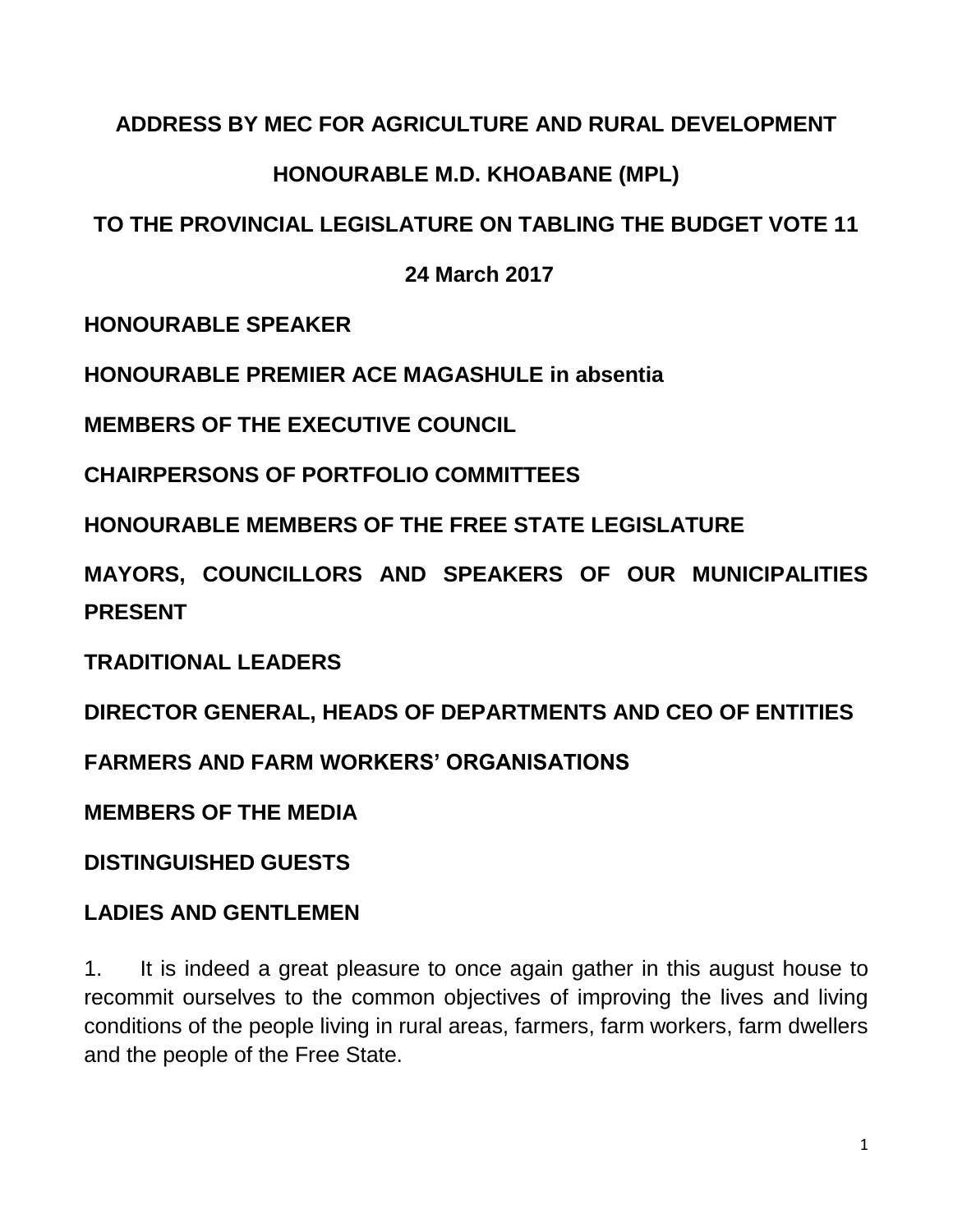**ADDRESS BY MEC FOR AGRICULTURE AND RURAL DEVELOPMENT**

**HONOURABLE M.D. KHOABANE (MPL)**

**TO THE PROVINCIAL LEGISLATURE ON TABLING THE BUDGET VOTE 11**

**24 March 2017**

**HONOURABLE SPEAKER**

**HONOURABLE PREMIER ACE MAGASHULE in absentia**

**MEMBERS OF THE EXECUTIVE COUNCIL**

**CHAIRPERSONS OF PORTFOLIO COMMITTEES**

**HONOURABLE MEMBERS OF THE FREE STATE LEGISLATURE**

**MAYORS, COUNCILLORS AND SPEAKERS OF OUR MUNICIPALITIES PRESENT**

**TRADITIONAL LEADERS**

**DIRECTOR GENERAL, HEADS OF DEPARTMENTS AND CEO OF ENTITIES**

**FARMERS AND FARM WORKERS' ORGANISATIONS**

**MEMBERS OF THE MEDIA**

**DISTINGUISHED GUESTS**

**LADIES AND GENTLEMEN**

1. It is indeed a great pleasure to once again gather in this august house to recommit ourselves to the common objectives of improving the lives and living conditions of the people living in rural areas, farmers, farm workers, farm dwellers and the people of the Free State.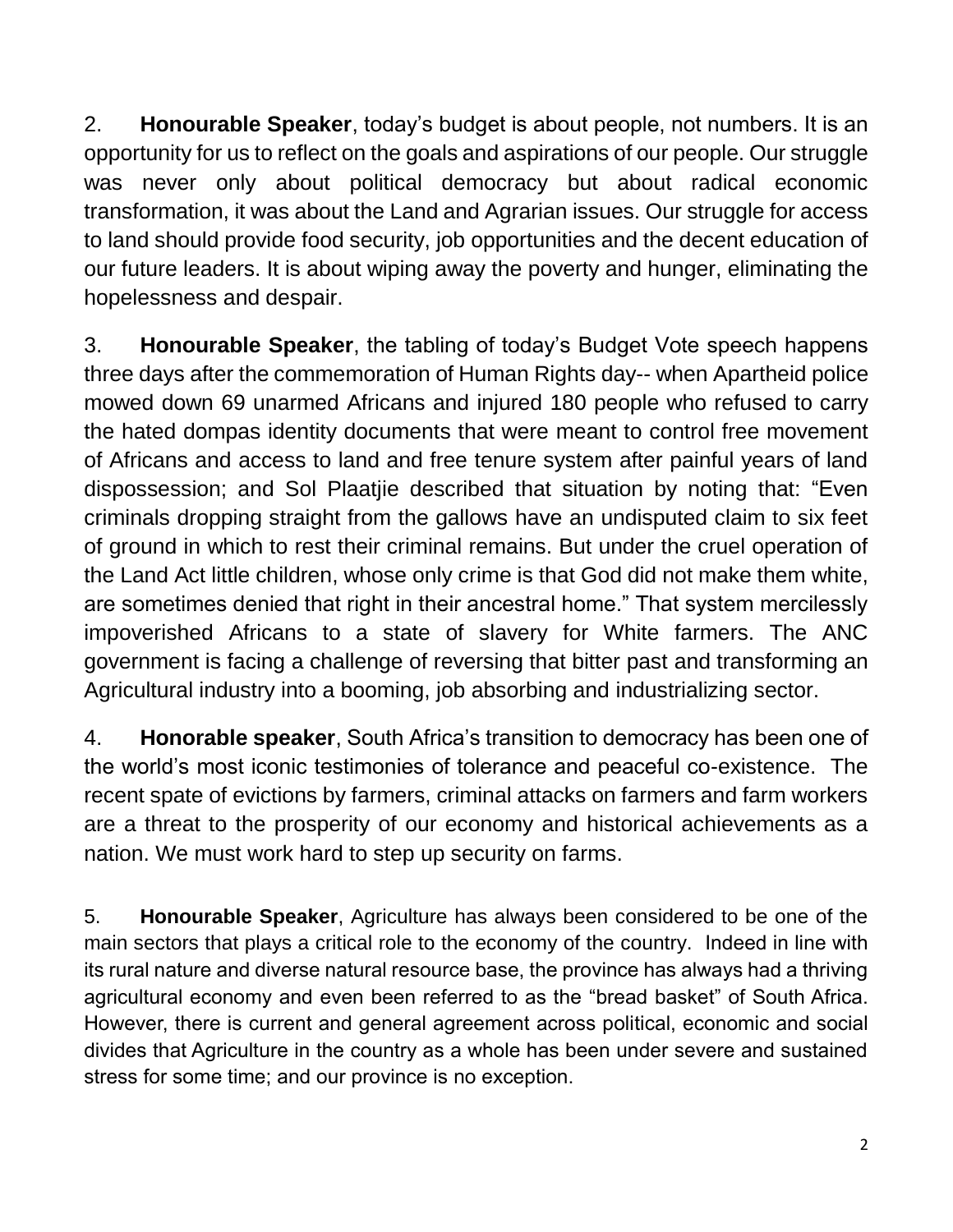2. **Honourable Speaker**, today's budget is about people, not numbers. It is an opportunity for us to reflect on the goals and aspirations of our people. Our struggle was never only about political democracy but about radical economic transformation, it was about the Land and Agrarian issues. Our struggle for access to land should provide food security, job opportunities and the decent education of our future leaders. It is about wiping away the poverty and hunger, eliminating the hopelessness and despair.

3. **Honourable Speaker**, the tabling of today's Budget Vote speech happens three days after the commemoration of Human Rights day-- when Apartheid police mowed down 69 unarmed Africans and injured 180 people who refused to carry the hated dompas identity documents that were meant to control free movement of Africans and access to land and free tenure system after painful years of land dispossession; and Sol Plaatjie described that situation by noting that: "Even criminals dropping straight from the gallows have an undisputed claim to six feet of ground in which to rest their criminal remains. But under the cruel operation of the Land Act little children, whose only crime is that God did not make them white, are sometimes denied that right in their ancestral home." That system mercilessly impoverished Africans to a state of slavery for White farmers. The ANC government is facing a challenge of reversing that bitter past and transforming an Agricultural industry into a booming, job absorbing and industrializing sector.

4. **Honorable speaker**, South Africa's transition to democracy has been one of the world's most iconic testimonies of tolerance and peaceful co-existence. The recent spate of evictions by farmers, criminal attacks on farmers and farm workers are a threat to the prosperity of our economy and historical achievements as a nation. We must work hard to step up security on farms.

5. **Honourable Speaker**, Agriculture has always been considered to be one of the main sectors that plays a critical role to the economy of the country. Indeed in line with its rural nature and diverse natural resource base, the province has always had a thriving agricultural economy and even been referred to as the "bread basket" of South Africa. However, there is current and general agreement across political, economic and social divides that Agriculture in the country as a whole has been under severe and sustained stress for some time; and our province is no exception.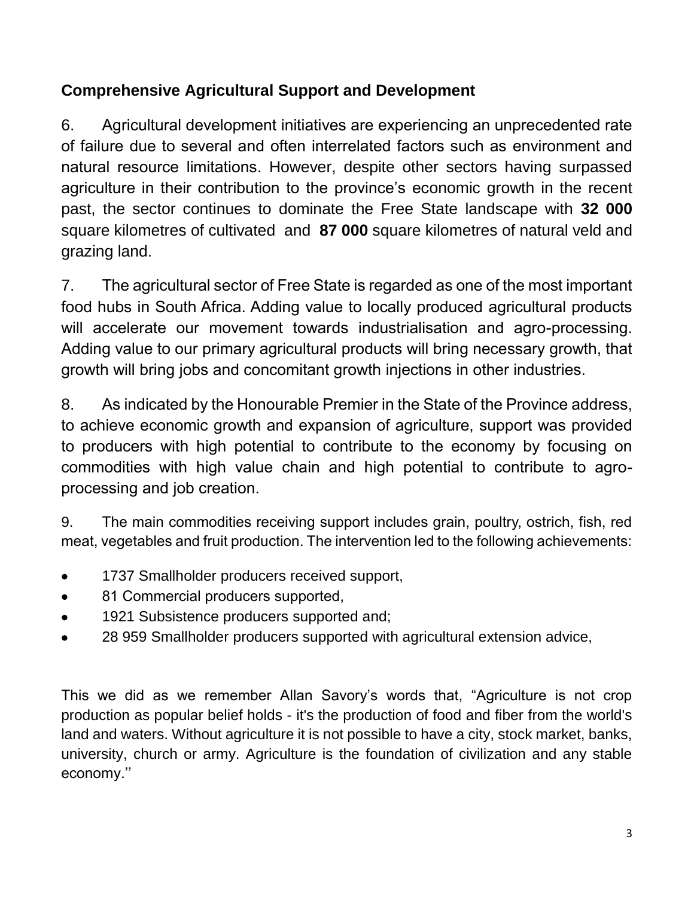## Comprehensive Agricultural Support and Development

6. Agricultural development initiatives are experiencing an unprecedented rate of failure due to several and often interrelated factors such as environment and natural resource limitations. However, despite other sectors having surpassed agriculture in their contribution to the province's economic growth in the recent past, the sector continues to dominate the Free State landscape with **32 000** square kilometres of cultivated and **87 000** square kilometres of natural veld and grazing land.

7. The agricultural sector of Free State is regarded as one of the most important food hubs in South Africa. Adding value to locally produced agricultural products will accelerate our movement towards industrialisation and agro-processing. Adding value to our primary agricultural products will bring necessary growth, that growth will bring jobs and concomitant growth injections in other industries.

8. As indicated by the Honourable Premier in the State of the Province address, to achieve economic growth and expansion of agriculture, support was provided to producers with high potential to contribute to the economy by focusing on commodities with high value chain and high potential to contribute to agro-processing and job creation.

9. The main commodities receiving support includes grain, poultry, ostrich, fish, red meat, vegetables and fruit production. The intervention led to the following achievements:

- 1737 Smallholder producers received support,
- 81 Commercial producers supported,
- 1921 Subsistence producers supported and;
- 28 959 Smallholder producers supported with agricultural extension advice,

This we did as we remember Allan Savory's words that, "Agriculture is not crop production as popular belief holds - it's the production of food and fiber from the world's land and waters. Without agriculture it is not possible to have a city, stock market, banks, university, church or army. Agriculture is the foundation of civilization and any stable economy.''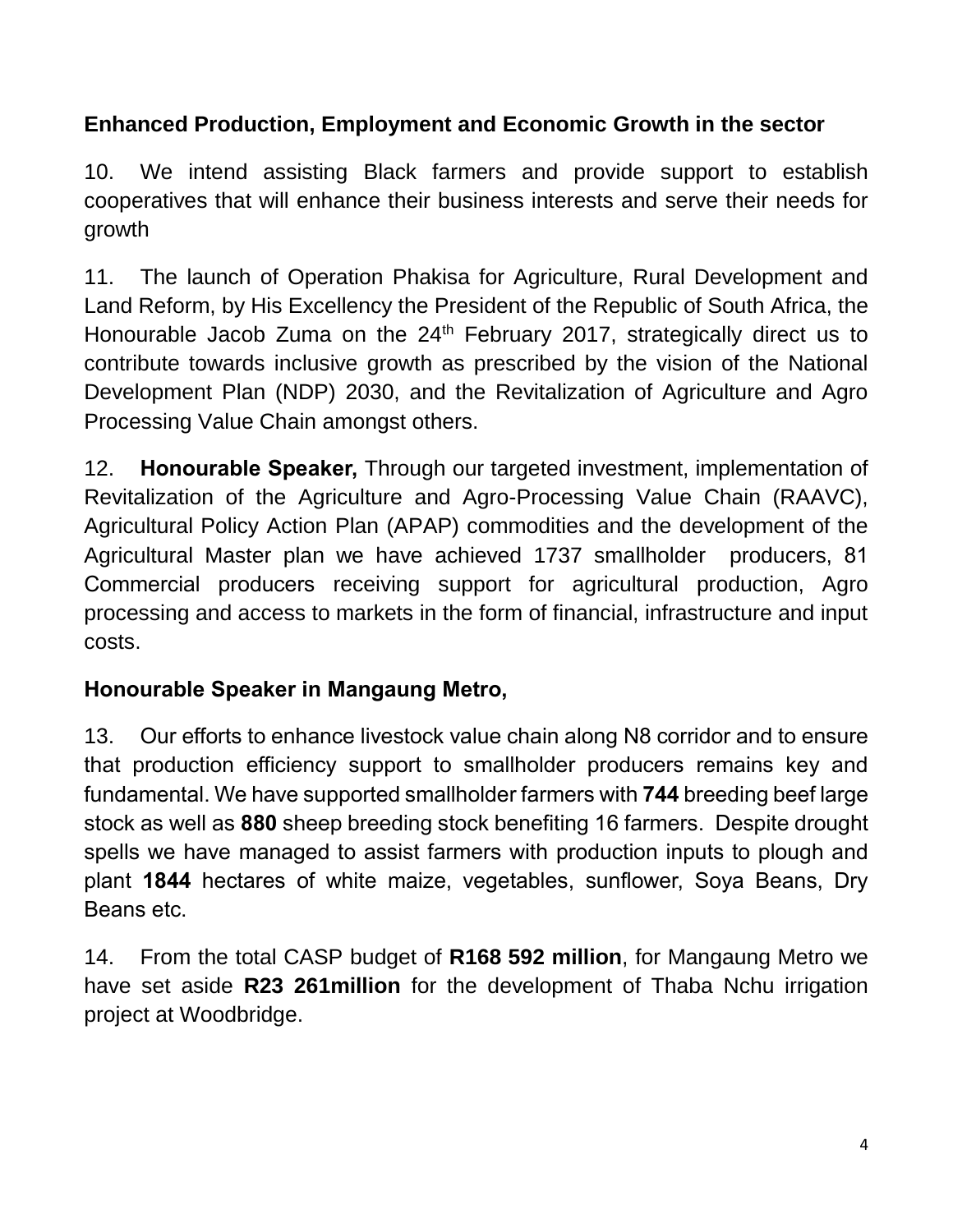**Enhanced Production, Employment and Economic Growth in the sector**

10. We intend assisting Black farmers and provide support to establish cooperatives that will enhance their business interests and serve their needs for growth

11. The launch of Operation Phakisa for Agriculture, Rural Development and Land Reform, by His Excellency the President of the Republic of South Africa, the Honourable Jacob Zuma on the 24th February 2017, strategically direct us to contribute towards inclusive growth as prescribed by the vision of the National Development Plan (NDP) 2030, and the Revitalization of Agriculture and Agro Processing Value Chain amongst others.

12. **Honourable Speaker,** Through our targeted investment, implementation of Revitalization of the Agriculture and Agro-Processing Value Chain (RAAVC), Agricultural Policy Action Plan (APAP) commodities and the development of the Agricultural Master plan we have achieved 1737 smallholder producers, 81 Commercial producers receiving support for agricultural production, Agro processing and access to markets in the form of financial, infrastructure and input costs.

**Honourable Speaker in Mangaung Metro,**

13. Our efforts to enhance livestock value chain along N8 corridor and to ensure that production efficiency support to smallholder producers remains key and fundamental. We have supported smallholder farmers with **744** breeding beef large stock as well as **880** sheep breeding stock benefiting 16 farmers. Despite drought spells we have managed to assist farmers with production inputs to plough and plant **1844** hectares of white maize, vegetables, sunflower, Soya Beans, Dry Beans etc.

14. From the total CASP budget of **R168 592 million**, for Mangaung Metro we have set aside **R23 261million** for the development of Thaba Nchu irrigation project at Woodbridge.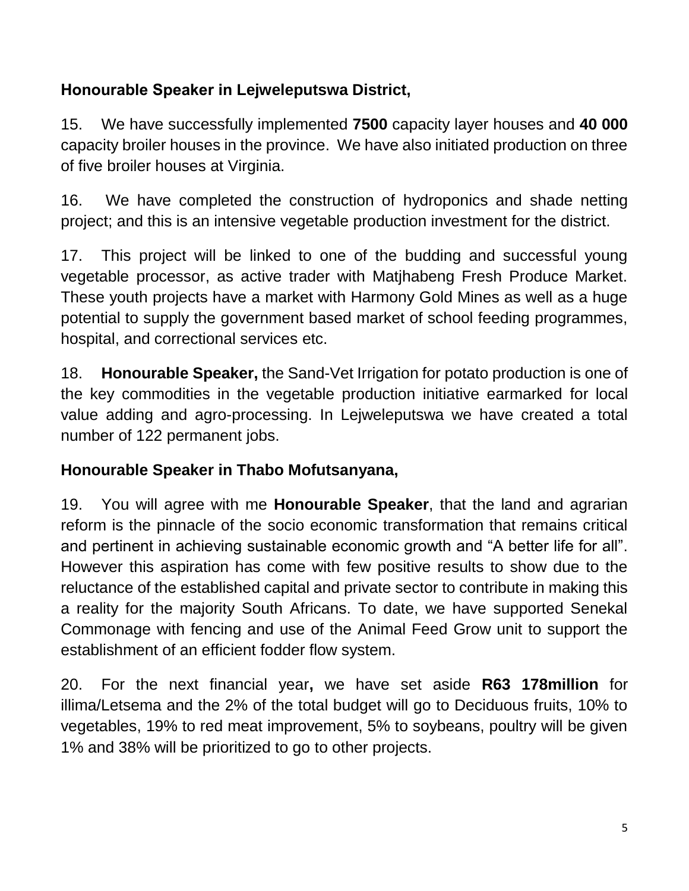**Honourable Speaker in Lejweleputswa District,**

15. We have successfully implemented **7500** capacity layer houses and **40 000** capacity broiler houses in the province. We have also initiated production on three of five broiler houses at Virginia.

16. We have completed the construction of hydroponics and shade netting project; and this is an intensive vegetable production investment for the district.

17. This project will be linked to one of the budding and successful young vegetable processor, as active trader with Matjhabeng Fresh Produce Market. These youth projects have a market with Harmony Gold Mines as well as a huge potential to supply the government based market of school feeding programmes, hospital, and correctional services etc.

18. **Honourable Speaker,** the Sand-Vet Irrigation for potato production is one of the key commodities in the vegetable production initiative earmarked for local value adding and agro-processing. In Lejweleputswa we have created a total number of 122 permanent jobs.

**Honourable Speaker in Thabo Mofutsanyana,**

19. You will agree with me **Honourable Speaker**, that the land and agrarian reform is the pinnacle of the socio economic transformation that remains critical and pertinent in achieving sustainable economic growth and "A better life for all". However this aspiration has come with few positive results to show due to the reluctance of the established capital and private sector to contribute in making this a reality for the majority South Africans. To date, we have supported Senekal Commonage with fencing and use of the Animal Feed Grow unit to support the establishment of an efficient fodder flow system.

20. For the next financial year**,** we have set aside **R63 178million** for illima/Letsema and the 2% of the total budget will go to Deciduous fruits, 10% to vegetables, 19% to red meat improvement, 5% to soybeans, poultry will be given 1% and 38% will be prioritized to go to other projects.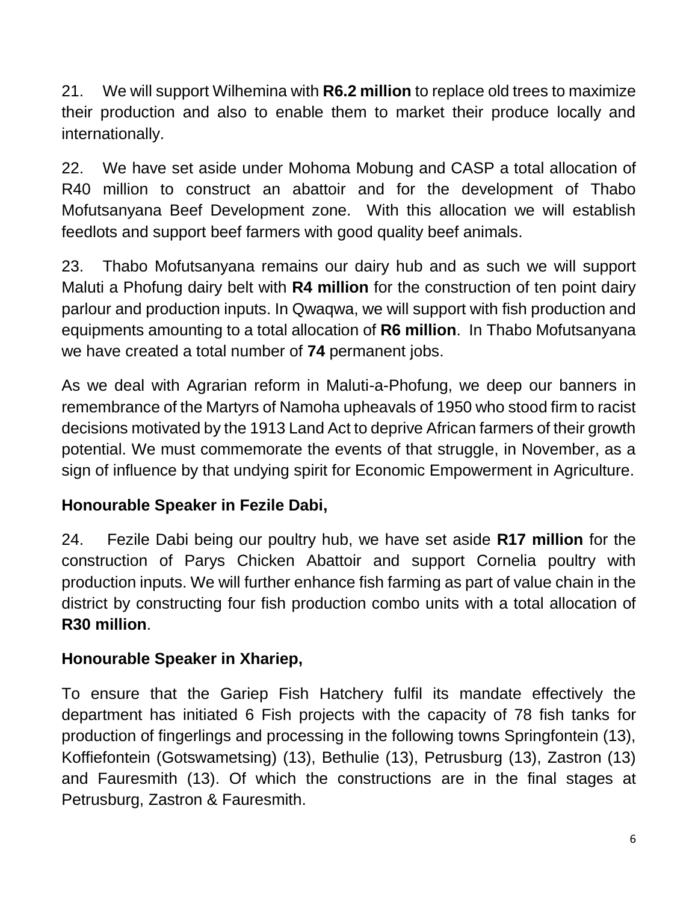21. We will support Wilhemina with **R6.2 million** to replace old trees to maximize their production and also to enable them to market their produce locally and internationally.

22. We have set aside under Mohoma Mobung and CASP a total allocation of R40 million to construct an abattoir and for the development of Thabo Mofutsanyana Beef Development zone. With this allocation we will establish feedlots and support beef farmers with good quality beef animals.

23. Thabo Mofutsanyana remains our dairy hub and as such we will support Maluti a Phofung dairy belt with **R4 million** for the construction of ten point dairy parlour and production inputs. In Qwaqwa, we will support with fish production and equipments amounting to a total allocation of **R6 million**. In Thabo Mofutsanyana we have created a total number of **74** permanent jobs.

As we deal with Agrarian reform in Maluti-a-Phofung, we deep our banners in remembrance of the Martyrs of Namoha upheavals of 1950 who stood firm to racist decisions motivated by the 1913 Land Act to deprive African farmers of their growth potential. We must commemorate the events of that struggle, in November, as a sign of influence by that undying spirit for Economic Empowerment in Agriculture.

**Honourable Speaker in Fezile Dabi,**

24. Fezile Dabi being our poultry hub, we have set aside **R17 million** for the construction of Parys Chicken Abattoir and support Cornelia poultry with production inputs. We will further enhance fish farming as part of value chain in the district by constructing four fish production combo units with a total allocation of **R30 million**.

**Honourable Speaker in Xhariep,**

To ensure that the Gariep Fish Hatchery fulfil its mandate effectively the department has initiated 6 Fish projects with the capacity of 78 fish tanks for production of fingerlings and processing in the following towns Springfontein (13), Koffiefontein (Gotswametsing) (13), Bethulie (13), Petrusburg (13), Zastron (13) and Fauresmith (13). Of which the constructions are in the final stages at Petrusburg, Zastron & Fauresmith.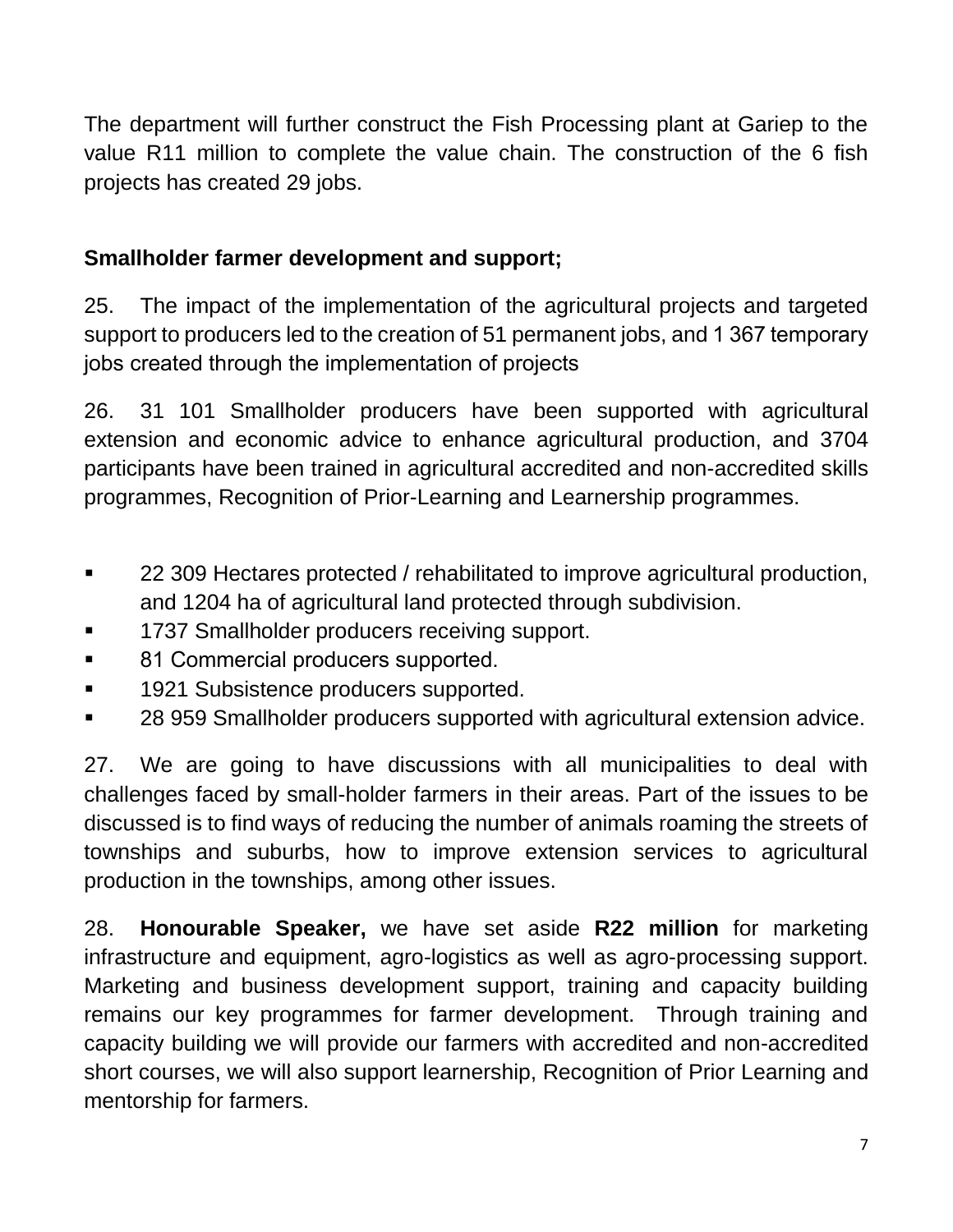The department will further construct the Fish Processing plant at Gariep to the value R11 million to complete the value chain. The construction of the 6 fish projects has created 29 jobs.

**Smallholder farmer development and support;**

25. The impact of the implementation of the agricultural projects and targeted support to producers led to the creation of 51 permanent jobs, and 1 367 temporary jobs created through the implementation of projects

26. 31 101 Smallholder producers have been supported with agricultural extension and economic advice to enhance agricultural production, and 3704 participants have been trained in agricultural accredited and non-accredited skills programmes, Recognition of Prior-Learning and Learnership programmes.

- 22 309 Hectares protected / rehabilitated to improve agricultural production, and 1204 ha of agricultural land protected through subdivision.
- 1737 Smallholder producers receiving support.
- 81 Commercial producers supported.
- 1921 Subsistence producers supported.
- 28 959 Smallholder producers supported with agricultural extension advice.

27. We are going to have discussions with all municipalities to deal with challenges faced by small-holder farmers in their areas. Part of the issues to be discussed is to find ways of reducing the number of animals roaming the streets of townships and suburbs, how to improve extension services to agricultural production in the townships, among other issues.

28. **Honourable Speaker,** we have set aside **R22 million** for marketing infrastructure and equipment, agro-logistics as well as agro-processing support. Marketing and business development support, training and capacity building remains our key programmes for farmer development. Through training and capacity building we will provide our farmers with accredited and non-accredited short courses, we will also support learnership, Recognition of Prior Learning and mentorship for farmers.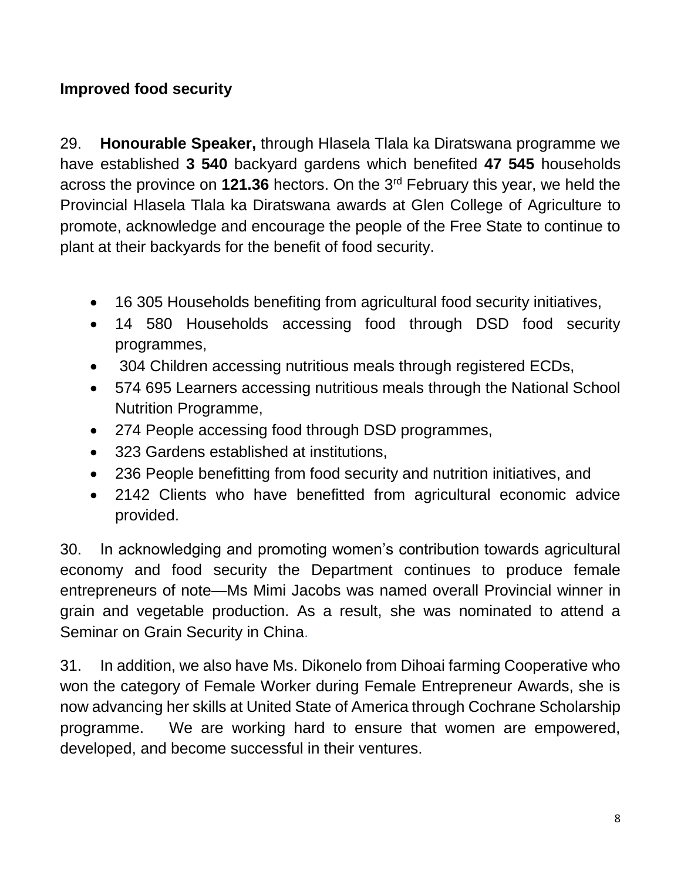**Improved food security**

29. **Honourable Speaker,** through Hlasela Tlala ka Diratswana programme we have established **3 540** backyard gardens which benefited **47 545** households across the province on **121.36** hectors. On the 3rd February this year, we held the Provincial Hlasela Tlala ka Diratswana awards at Glen College of Agriculture to promote, acknowledge and encourage the people of the Free State to continue to plant at their backyards for the benefit of food security.

- 16 305 Households benefiting from agricultural food security initiatives,
- 14 580 Households accessing food through DSD food security programmes,
- 304 Children accessing nutritious meals through registered ECDs,
- 574 695 Learners accessing nutritious meals through the National School Nutrition Programme,
- 274 People accessing food through DSD programmes,
- 323 Gardens established at institutions,
- 236 People benefitting from food security and nutrition initiatives, and
- 2142 Clients who have benefitted from agricultural economic advice provided.

30. In acknowledging and promoting women's contribution towards agricultural economy and food security the Department continues to produce female entrepreneurs of note—Ms Mimi Jacobs was named overall Provincial winner in grain and vegetable production. As a result, she was nominated to attend a Seminar on Grain Security in China.

31. In addition, we also have Ms. Dikonelo from Dihoai farming Cooperative who won the category of Female Worker during Female Entrepreneur Awards, she is now advancing her skills at United State of America through Cochrane Scholarship programme. We are working hard to ensure that women are empowered, developed, and become successful in their ventures.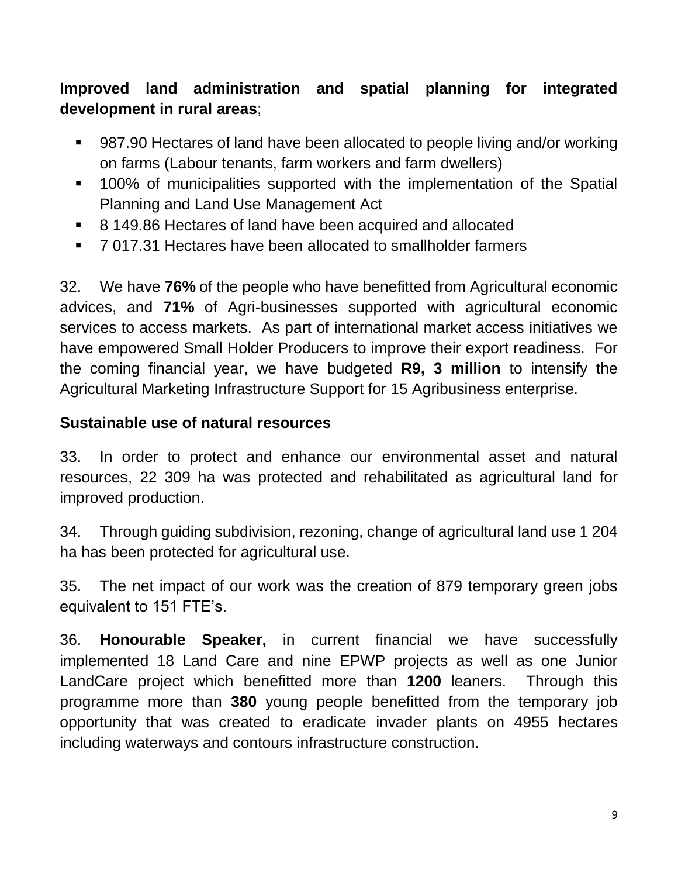**Improved land administration and spatial planning for integrated development in rural areas**;

- 987.90 Hectares of land have been allocated to people living and/or working on farms (Labour tenants, farm workers and farm dwellers)
- 100% of municipalities supported with the implementation of the Spatial Planning and Land Use Management Act
- 8 149.86 Hectares of land have been acquired and allocated
- 7 017.31 Hectares have been allocated to smallholder farmers

32. We have **76%** of the people who have benefitted from Agricultural economic advices, and **71%** of Agri-businesses supported with agricultural economic services to access markets. As part of international market access initiatives we have empowered Small Holder Producers to improve their export readiness. For the coming financial year, we have budgeted **R9, 3 million** to intensify the Agricultural Marketing Infrastructure Support for 15 Agribusiness enterprise.

**Sustainable use of natural resources**

33. In order to protect and enhance our environmental asset and natural resources, 22 309 ha was protected and rehabilitated as agricultural land for improved production.

34. Through guiding subdivision, rezoning, change of agricultural land use 1 204 ha has been protected for agricultural use.

35. The net impact of our work was the creation of 879 temporary green jobs equivalent to 151 FTE's.

36. **Honourable Speaker,** in current financial we have successfully implemented 18 Land Care and nine EPWP projects as well as one Junior LandCare project which benefitted more than **1200** leaners. Through this programme more than **380** young people benefitted from the temporary job opportunity that was created to eradicate invader plants on 4955 hectares including waterways and contours infrastructure construction.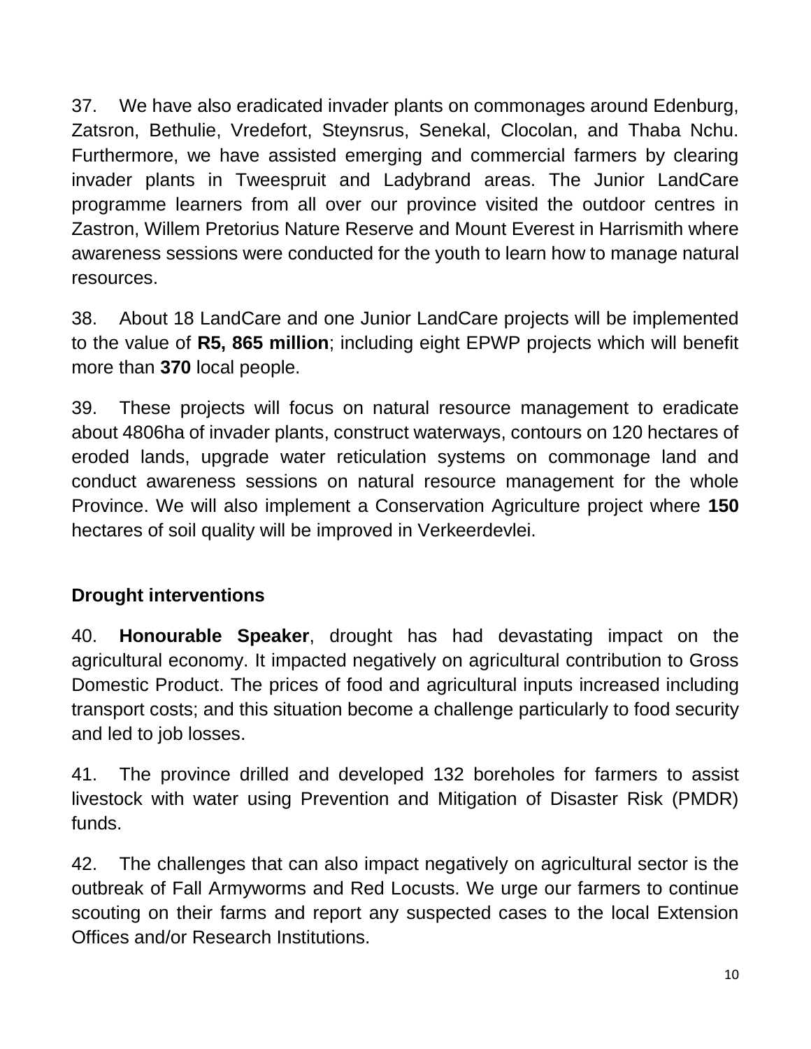37. We have also eradicated invader plants on commonages around Edenburg, Zatsron, Bethulie, Vredefort, Steynsrus, Senekal, Clocolan, and Thaba Nchu. Furthermore, we have assisted emerging and commercial farmers by clearing invader plants in Tweespruit and Ladybrand areas. The Junior LandCare programme learners from all over our province visited the outdoor centres in Zastron, Willem Pretorius Nature Reserve and Mount Everest in Harrismith where awareness sessions were conducted for the youth to learn how to manage natural resources.

38. About 18 LandCare and one Junior LandCare projects will be implemented to the value of **R5, 865 million**; including eight EPWP projects which will benefit more than **370** local people.

39. These projects will focus on natural resource management to eradicate about 4806ha of invader plants, construct waterways, contours on 120 hectares of eroded lands, upgrade water reticulation systems on commonage land and conduct awareness sessions on natural resource management for the whole Province. We will also implement a Conservation Agriculture project where **150** hectares of soil quality will be improved in Verkeerdevlei.

## Drought interventions

40. **Honourable Speaker**, drought has had devastating impact on the agricultural economy. It impacted negatively on agricultural contribution to Gross Domestic Product. The prices of food and agricultural inputs increased including transport costs; and this situation become a challenge particularly to food security and led to job losses.

41. The province drilled and developed 132 boreholes for farmers to assist livestock with water using Prevention and Mitigation of Disaster Risk (PMDR) funds.

42. The challenges that can also impact negatively on agricultural sector is the outbreak of Fall Armyworms and Red Locusts. We urge our farmers to continue scouting on their farms and report any suspected cases to the local Extension Offices and/or Research Institutions.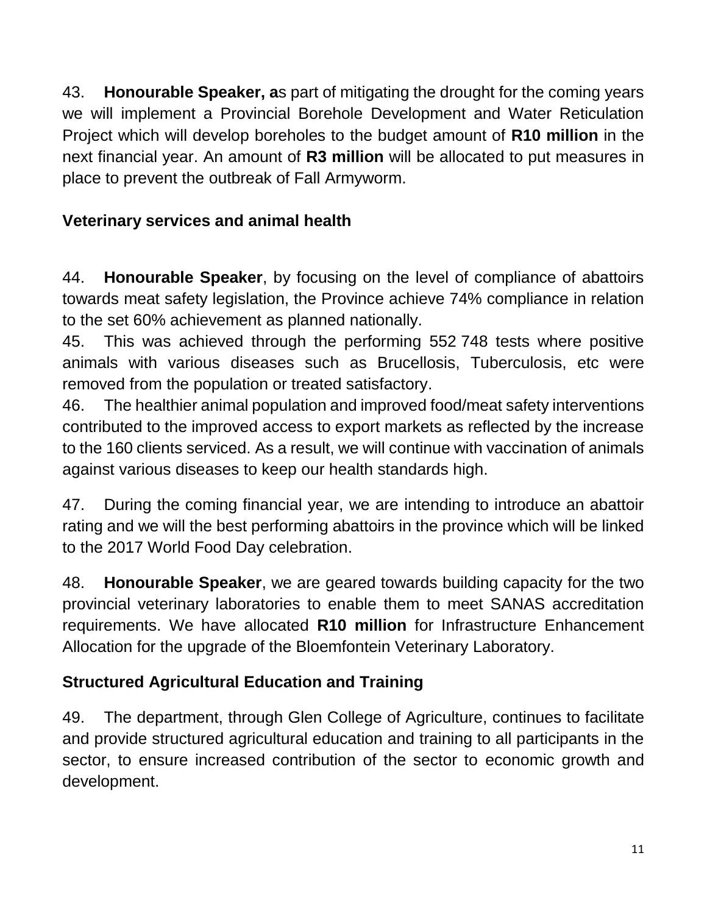43. **Honourable Speaker, a**s part of mitigating the drought for the coming years we will implement a Provincial Borehole Development and Water Reticulation Project which will develop boreholes to the budget amount of **R10 million** in the next financial year. An amount of **R3 million** will be allocated to put measures in place to prevent the outbreak of Fall Armyworm.

**Veterinary services and animal health**

44. **Honourable Speaker**, by focusing on the level of compliance of abattoirs towards meat safety legislation, the Province achieve 74% compliance in relation to the set 60% achievement as planned nationally.

45. This was achieved through the performing 552 748 tests where positive animals with various diseases such as Brucellosis, Tuberculosis, etc were removed from the population or treated satisfactory.

46. The healthier animal population and improved food/meat safety interventions contributed to the improved access to export markets as reflected by the increase to the 160 clients serviced. As a result, we will continue with vaccination of animals against various diseases to keep our health standards high.

47. During the coming financial year, we are intending to introduce an abattoir rating and we will the best performing abattoirs in the province which will be linked to the 2017 World Food Day celebration.

48. **Honourable Speaker**, we are geared towards building capacity for the two provincial veterinary laboratories to enable them to meet SANAS accreditation requirements. We have allocated **R10 million** for Infrastructure Enhancement Allocation for the upgrade of the Bloemfontein Veterinary Laboratory.

**Structured Agricultural Education and Training**

49. The department, through Glen College of Agriculture, continues to facilitate and provide structured agricultural education and training to all participants in the sector, to ensure increased contribution of the sector to economic growth and development.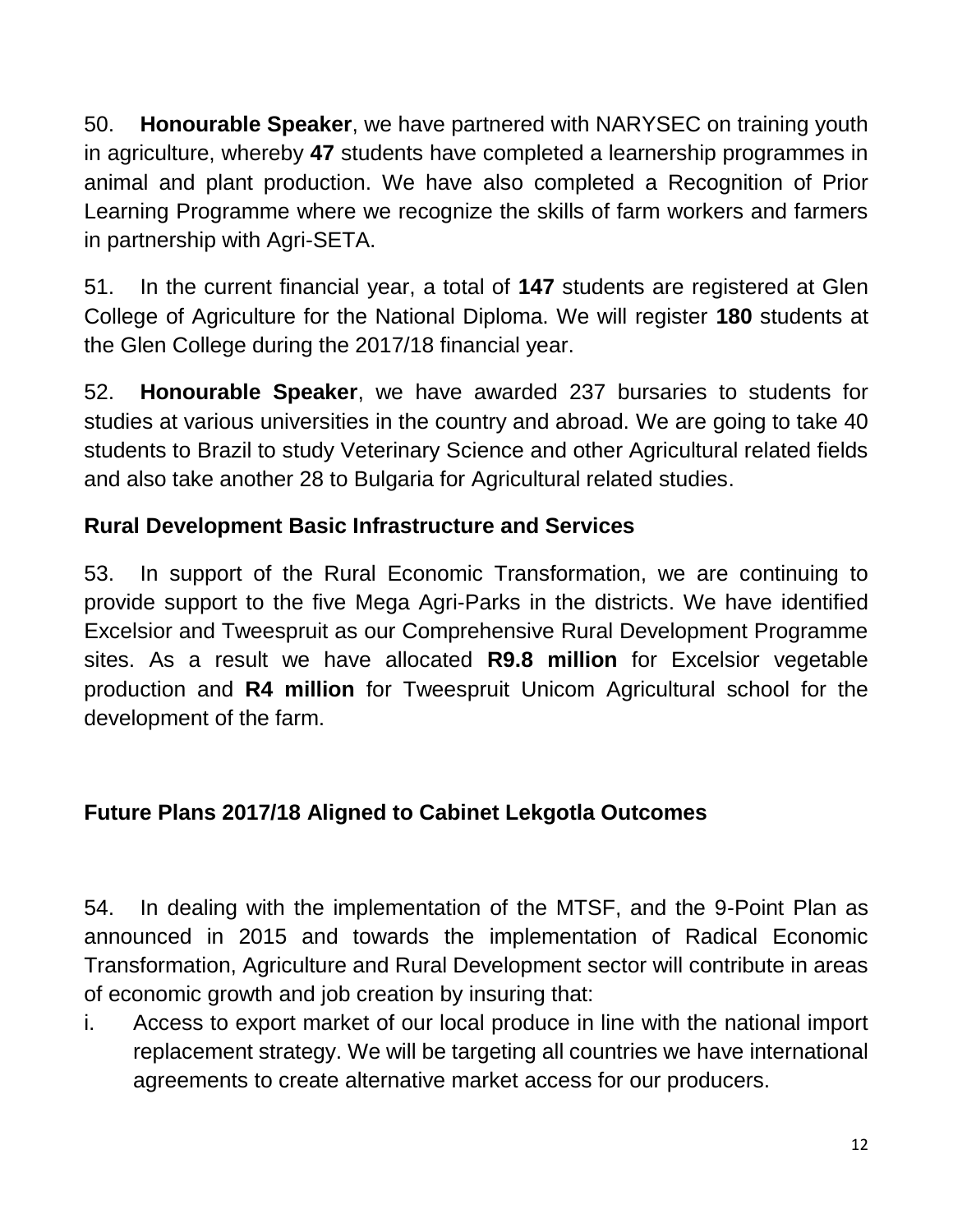50. **Honourable Speaker**, we have partnered with NARYSEC on training youth in agriculture, whereby **47** students have completed a learnership programmes in animal and plant production. We have also completed a Recognition of Prior Learning Programme where we recognize the skills of farm workers and farmers in partnership with Agri-SETA.

51. In the current financial year, a total of **147** students are registered at Glen College of Agriculture for the National Diploma. We will register **180** students at the Glen College during the 2017/18 financial year.

52. **Honourable Speaker**, we have awarded 237 bursaries to students for studies at various universities in the country and abroad. We are going to take 40 students to Brazil to study Veterinary Science and other Agricultural related fields and also take another 28 to Bulgaria for Agricultural related studies.

**Rural Development Basic Infrastructure and Services**

53. In support of the Rural Economic Transformation, we are continuing to provide support to the five Mega Agri-Parks in the districts. We have identified Excelsior and Tweespruit as our Comprehensive Rural Development Programme sites. As a result we have allocated **R9.8 million** for Excelsior vegetable production and **R4 million** for Tweespruit Unicom Agricultural school for the development of the farm.

**Future Plans 2017/18 Aligned to Cabinet Lekgotla Outcomes**

54. In dealing with the implementation of the MTSF, and the 9-Point Plan as announced in 2015 and towards the implementation of Radical Economic Transformation, Agriculture and Rural Development sector will contribute in areas of economic growth and job creation by insuring that:

i. Access to export market of our local produce in line with the national import replacement strategy. We will be targeting all countries we have international agreements to create alternative market access for our producers.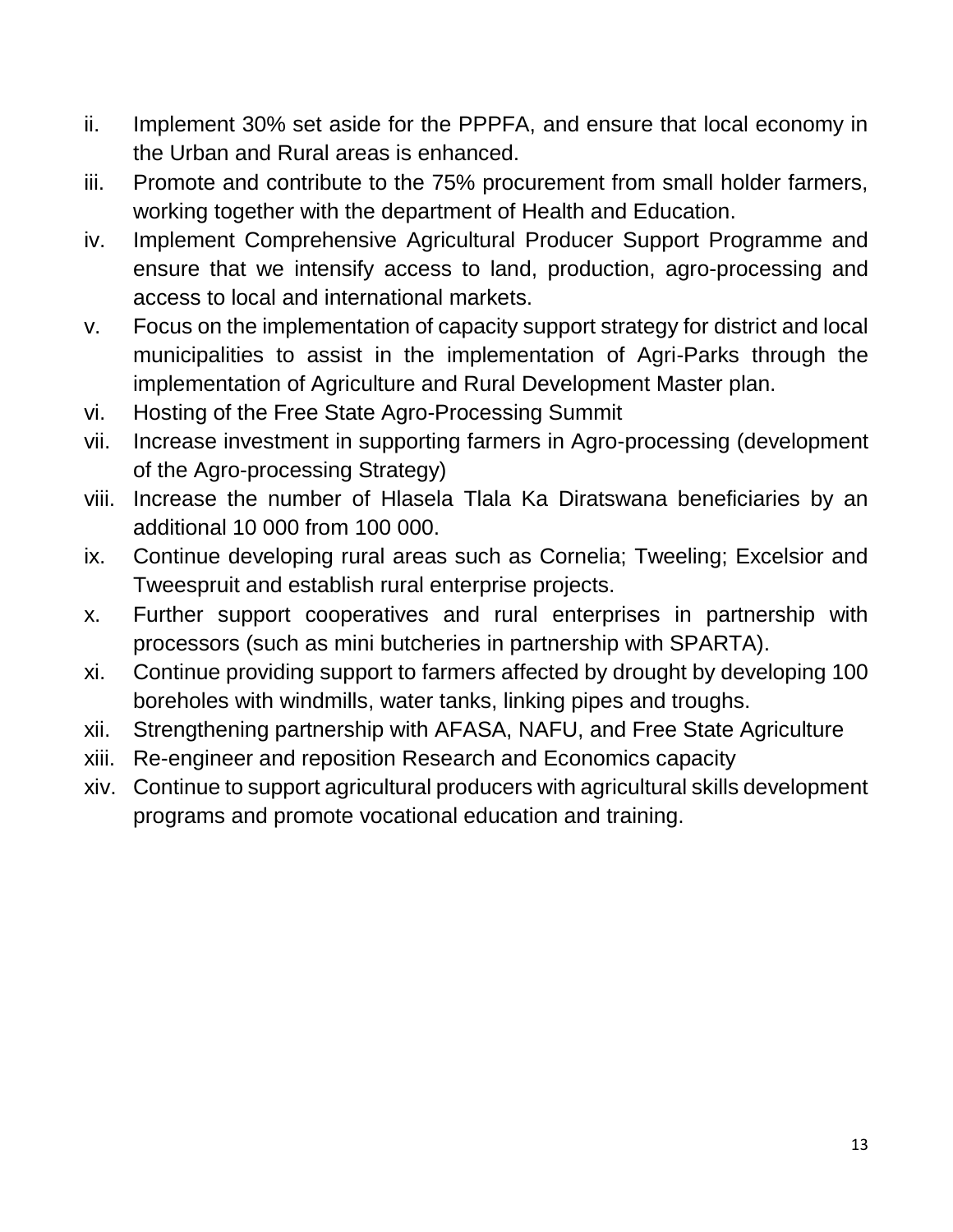ii. Implement 30% set aside for the PPPFA, and ensure that local economy in the Urban and Rural areas is enhanced.
iii. Promote and contribute to the 75% procurement from small holder farmers, working together with the department of Health and Education.
iv. Implement Comprehensive Agricultural Producer Support Programme and ensure that we intensify access to land, production, agro-processing and access to local and international markets.
v. Focus on the implementation of capacity support strategy for district and local municipalities to assist in the implementation of Agri-Parks through the implementation of Agriculture and Rural Development Master plan.
vi. Hosting of the Free State Agro-Processing Summit
vii. Increase investment in supporting farmers in Agro-processing (development of the Agro-processing Strategy)
viii. Increase the number of Hlasela Tlala Ka Diratswana beneficiaries by an additional 10 000 from 100 000.
ix. Continue developing rural areas such as Cornelia; Tweeling; Excelsior and Tweespruit and establish rural enterprise projects.
x. Further support cooperatives and rural enterprises in partnership with processors (such as mini butcheries in partnership with SPARTA).
xi. Continue providing support to farmers affected by drought by developing 100 boreholes with windmills, water tanks, linking pipes and troughs.
xii. Strengthening partnership with AFASA, NAFU, and Free State Agriculture
xiii. Re-engineer and reposition Research and Economics capacity
xiv. Continue to support agricultural producers with agricultural skills development programs and promote vocational education and training.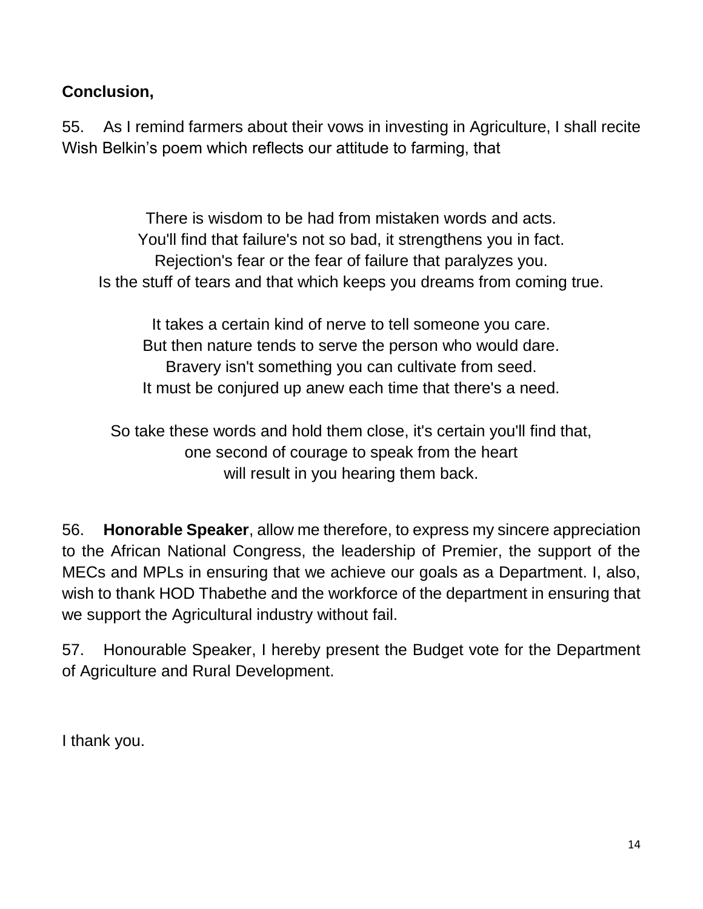**Conclusion,**

55. As I remind farmers about their vows in investing in Agriculture, I shall recite Wish Belkin's poem which reflects our attitude to farming, that

There is wisdom to be had from mistaken words and acts.  
You'll find that failure's not so bad, it strengthens you in fact.  
Rejection's fear or the fear of failure that paralyzes you.  
Is the stuff of tears and that which keeps you dreams from coming true.

It takes a certain kind of nerve to tell someone you care.  
But then nature tends to serve the person who would dare.  
Bravery isn't something you can cultivate from seed.  
It must be conjured up anew each time that there's a need.

So take these words and hold them close, it's certain you'll find that,  
one second of courage to speak from the heart  
will result in you hearing them back.

56. **Honorable Speaker**, allow me therefore, to express my sincere appreciation to the African National Congress, the leadership of Premier, the support of the MECs and MPLs in ensuring that we achieve our goals as a Department. I, also, wish to thank HOD Thabethe and the workforce of the department in ensuring that we support the Agricultural industry without fail.

57. Honourable Speaker, I hereby present the Budget vote for the Department of Agriculture and Rural Development.

I thank you.